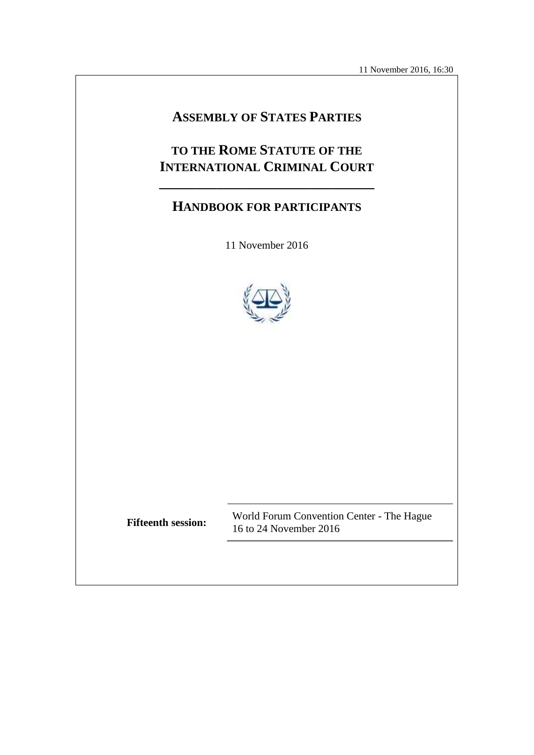11 November 2016, 16:30

# Assembly of States Parties

# to the Rome Statute of the International Criminal Court

## Handbook for participants

11 November 2016

**Fifteenth session:** World Forum Convention Center - The Hague
16 to 24 November 2016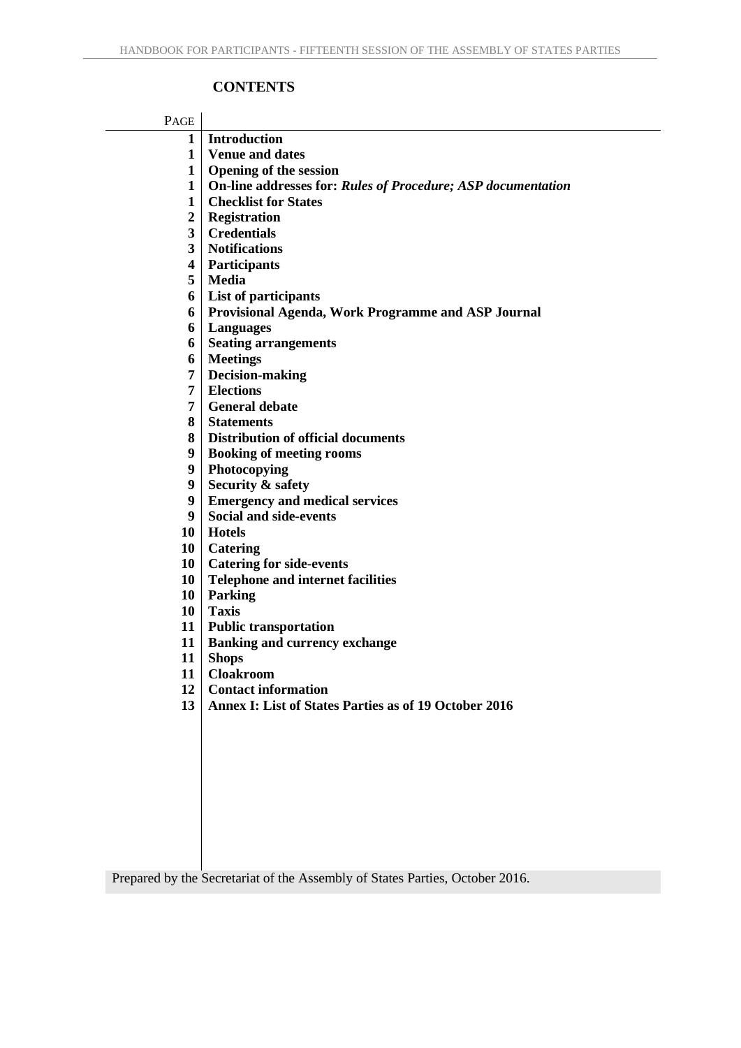## CONTENTS

| PAGE | |
|---|---|
| 1 | **Introduction** |
| 1 | **Venue and dates** |
| 1 | **Opening of the session** |
| 1 | **On-line addresses for: *Rules of Procedure; ASP documentation*** |
| 1 | **Checklist for States** |
| 2 | **Registration** |
| 3 | **Credentials** |
| 3 | **Notifications** |
| 4 | **Participants** |
| 5 | **Media** |
| 6 | **List of participants** |
| 6 | **Provisional Agenda, Work Programme and ASP Journal** |
| 6 | **Languages** |
| 6 | **Seating arrangements** |
| 6 | **Meetings** |
| 7 | **Decision-making** |
| 7 | **Elections** |
| 7 | **General debate** |
| 8 | **Statements** |
| 8 | **Distribution of official documents** |
| 9 | **Booking of meeting rooms** |
| 9 | **Photocopying** |
| 9 | **Security & safety** |
| 9 | **Emergency and medical services** |
| 9 | **Social and side-events** |
| 10 | **Hotels** |
| 10 | **Catering** |
| 10 | **Catering for side-events** |
| 10 | **Telephone and internet facilities** |
| 10 | **Parking** |
| 10 | **Taxis** |
| 11 | **Public transportation** |
| 11 | **Banking and currency exchange** |
| 11 | **Shops** |
| 11 | **Cloakroom** |
| 12 | **Contact information** |
| 13 | **Annex I: List of States Parties as of 19 October 2016** |

Prepared by the Secretariat of the Assembly of States Parties, October 2016.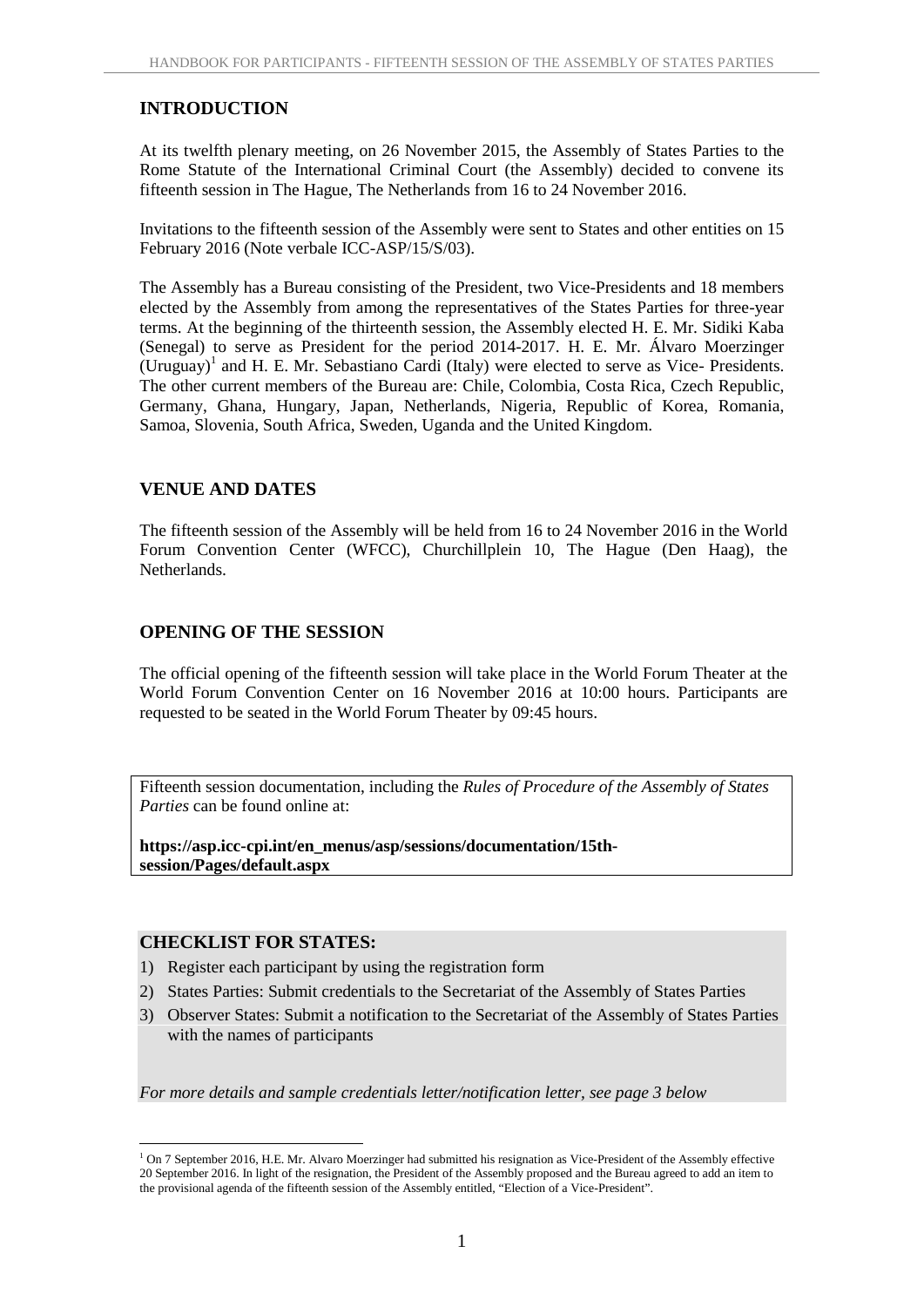## INTRODUCTION

At its twelfth plenary meeting, on 26 November 2015, the Assembly of States Parties to the Rome Statute of the International Criminal Court (the Assembly) decided to convene its fifteenth session in The Hague, The Netherlands from 16 to 24 November 2016.

Invitations to the fifteenth session of the Assembly were sent to States and other entities on 15 February 2016 (Note verbale ICC-ASP/15/S/03).

The Assembly has a Bureau consisting of the President, two Vice-Presidents and 18 members elected by the Assembly from among the representatives of the States Parties for three-year terms. At the beginning of the thirteenth session, the Assembly elected H. E. Mr. Sidiki Kaba (Senegal) to serve as President for the period 2014-2017. H. E. Mr. Álvaro Moerzinger (Uruguay)[1] and H. E. Mr. Sebastiano Cardi (Italy) were elected to serve as Vice- Presidents. The other current members of the Bureau are: Chile, Colombia, Costa Rica, Czech Republic, Germany, Ghana, Hungary, Japan, Netherlands, Nigeria, Republic of Korea, Romania, Samoa, Slovenia, South Africa, Sweden, Uganda and the United Kingdom.

## VENUE AND DATES

The fifteenth session of the Assembly will be held from 16 to 24 November 2016 in the World Forum Convention Center (WFCC), Churchillplein 10, The Hague (Den Haag), the Netherlands.

## OPENING OF THE SESSION

The official opening of the fifteenth session will take place in the World Forum Theater at the World Forum Convention Center on 16 November 2016 at 10:00 hours. Participants are requested to be seated in the World Forum Theater by 09:45 hours.

Fifteenth session documentation, including the *Rules of Procedure of the Assembly of States Parties* can be found online at:

**https://asp.icc-cpi.int/en_menus/asp/sessions/documentation/15th-session/Pages/default.aspx**

### CHECKLIST FOR STATES:

1) Register each participant by using the registration form
2) States Parties: Submit credentials to the Secretariat of the Assembly of States Parties
3) Observer States: Submit a notification to the Secretariat of the Assembly of States Parties with the names of participants

*For more details and sample credentials letter/notification letter, see page 3 below*

[1] On 7 September 2016, H.E. Mr. Alvaro Moerzinger had submitted his resignation as Vice-President of the Assembly effective 20 September 2016. In light of the resignation, the President of the Assembly proposed and the Bureau agreed to add an item to the provisional agenda of the fifteenth session of the Assembly entitled, "Election of a Vice-President".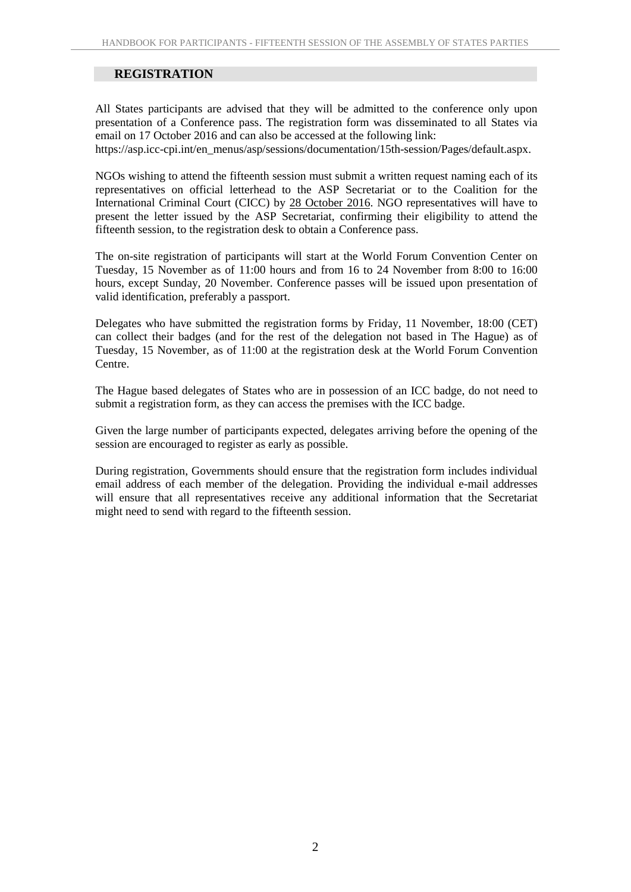## REGISTRATION

All States participants are advised that they will be admitted to the conference only upon presentation of a Conference pass. The registration form was disseminated to all States via email on 17 October 2016 and can also be accessed at the following link: https://asp.icc-cpi.int/en_menus/asp/sessions/documentation/15th-session/Pages/default.aspx.

NGOs wishing to attend the fifteenth session must submit a written request naming each of its representatives on official letterhead to the ASP Secretariat or to the Coalition for the International Criminal Court (CICC) by 28 October 2016. NGO representatives will have to present the letter issued by the ASP Secretariat, confirming their eligibility to attend the fifteenth session, to the registration desk to obtain a Conference pass.

The on-site registration of participants will start at the World Forum Convention Center on Tuesday, 15 November as of 11:00 hours and from 16 to 24 November from 8:00 to 16:00 hours, except Sunday, 20 November. Conference passes will be issued upon presentation of valid identification, preferably a passport.

Delegates who have submitted the registration forms by Friday, 11 November, 18:00 (CET) can collect their badges (and for the rest of the delegation not based in The Hague) as of Tuesday, 15 November, as of 11:00 at the registration desk at the World Forum Convention Centre.

The Hague based delegates of States who are in possession of an ICC badge, do not need to submit a registration form, as they can access the premises with the ICC badge.

Given the large number of participants expected, delegates arriving before the opening of the session are encouraged to register as early as possible.

During registration, Governments should ensure that the registration form includes individual email address of each member of the delegation. Providing the individual e-mail addresses will ensure that all representatives receive any additional information that the Secretariat might need to send with regard to the fifteenth session.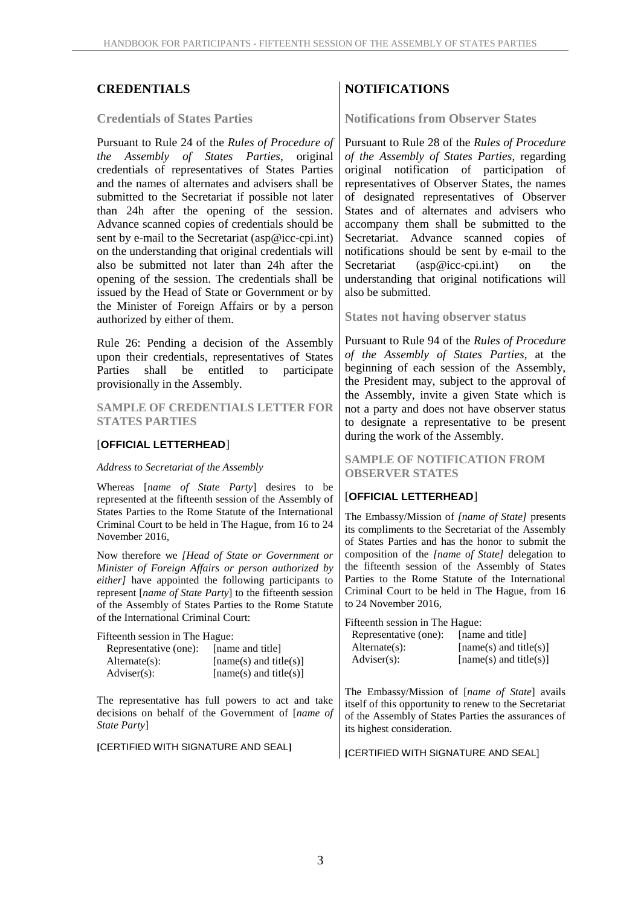# CREDENTIALS

## Credentials of States Parties

Pursuant to Rule 24 of the *Rules of Procedure of the Assembly of States Parties*, original credentials of representatives of States Parties and the names of alternates and advisers shall be submitted to the Secretariat if possible not later than 24h after the opening of the session. Advance scanned copies of credentials should be sent by e-mail to the Secretariat (asp@icc-cpi.int) on the understanding that original credentials will also be submitted not later than 24h after the opening of the session. The credentials shall be issued by the Head of State or Government or by the Minister of Foreign Affairs or by a person authorized by either of them.

Rule 26: Pending a decision of the Assembly upon their credentials, representatives of States Parties shall be entitled to participate provisionally in the Assembly.

### SAMPLE OF CREDENTIALS LETTER FOR STATES PARTIES

[**OFFICIAL LETTERHEAD**]

*Address to Secretariat of the Assembly*

Whereas [*name of State Party*] desires to be represented at the fifteenth session of the Assembly of States Parties to the Rome Statute of the International Criminal Court to be held in The Hague, from 16 to 24 November 2016,

Now therefore we *[Head of State or Government or Minister of Foreign Affairs or person authorized by either]* have appointed the following participants to represent [*name of State Party*] to the fifteenth session of the Assembly of States Parties to the Rome Statute of the International Criminal Court:

Fifteenth session in The Hague:

| | |
|---|---|
| Representative (one): | [name and title] |
| Alternate(s): | [name(s) and title(s)] |
| Adviser(s): | [name(s) and title(s)] |

The representative has full powers to act and take decisions on behalf of the Government of [*name of State Party*]

**[**CERTIFIED WITH SIGNATURE AND SEAL**]**

# NOTIFICATIONS

## Notifications from Observer States

Pursuant to Rule 28 of the *Rules of Procedure of the Assembly of States Parties*, regarding original notification of participation of representatives of Observer States, the names of designated representatives of Observer States and of alternates and advisers who accompany them shall be submitted to the Secretariat. Advance scanned copies of notifications should be sent by e-mail to the Secretariat (asp@icc-cpi.int) on the understanding that original notifications will also be submitted.

## States not having observer status

Pursuant to Rule 94 of the *Rules of Procedure of the Assembly of States Parties*, at the beginning of each session of the Assembly, the President may, subject to the approval of the Assembly, invite a given State which is not a party and does not have observer status to designate a representative to be present during the work of the Assembly.

### SAMPLE OF NOTIFICATION FROM OBSERVER STATES

[**OFFICIAL LETTERHEAD**]

The Embassy/Mission of *[name of State]* presents its compliments to the Secretariat of the Assembly of States Parties and has the honor to submit the composition of the *[name of State]* delegation to the fifteenth session of the Assembly of States Parties to the Rome Statute of the International Criminal Court to be held in The Hague, from 16 to 24 November 2016,

Fifteenth session in The Hague:

| | |
|---|---|
| Representative (one): | [name and title] |
| Alternate(s): | [name(s) and title(s)] |
| Adviser(s): | [name(s) and title(s)] |

The Embassy/Mission of [*name of State*] avails itself of this opportunity to renew to the Secretariat of the Assembly of States Parties the assurances of its highest consideration.

**[**CERTIFIED WITH SIGNATURE AND SEAL]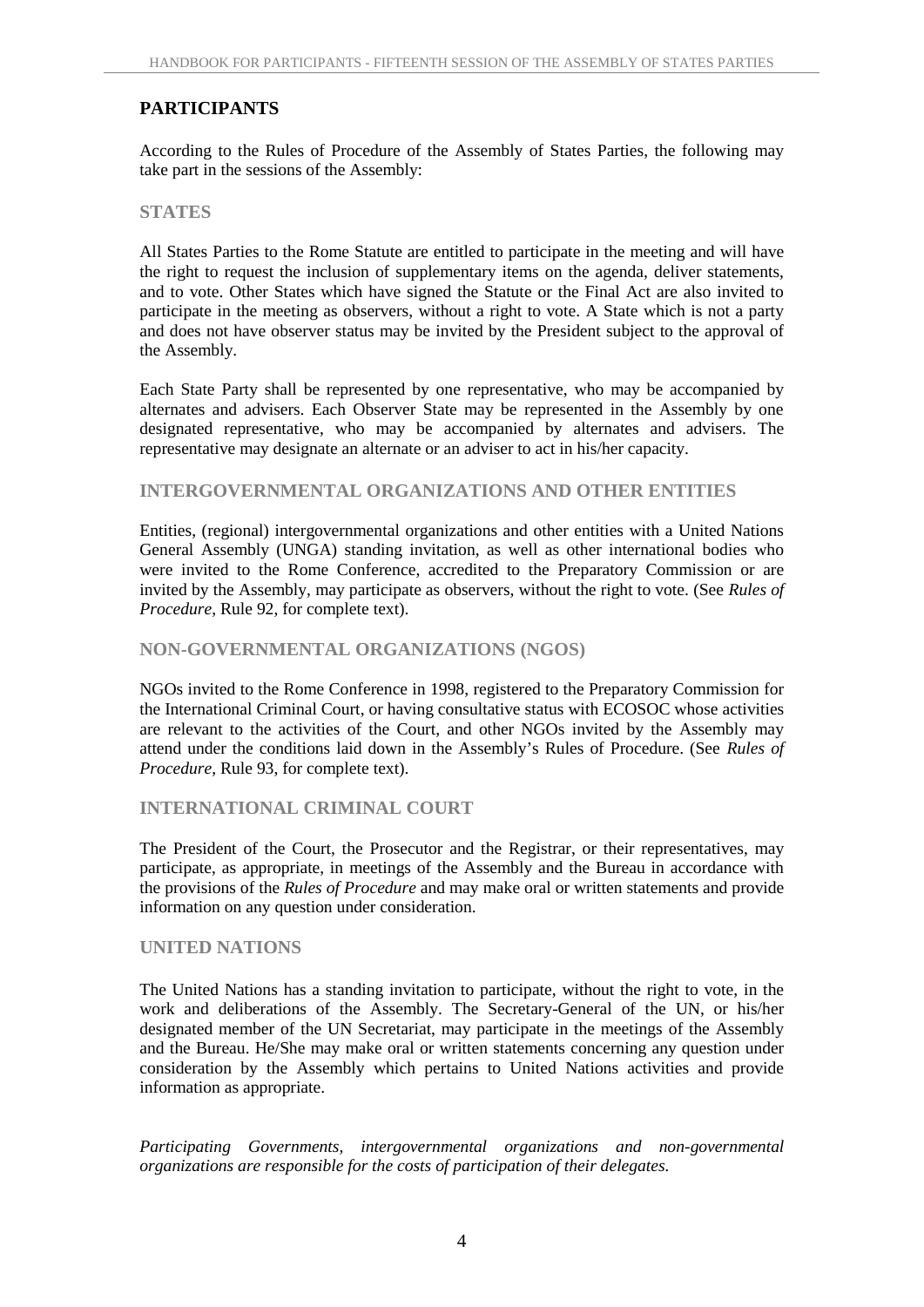## PARTICIPANTS

According to the Rules of Procedure of the Assembly of States Parties, the following may take part in the sessions of the Assembly:

### STATES

All States Parties to the Rome Statute are entitled to participate in the meeting and will have the right to request the inclusion of supplementary items on the agenda, deliver statements, and to vote. Other States which have signed the Statute or the Final Act are also invited to participate in the meeting as observers, without a right to vote. A State which is not a party and does not have observer status may be invited by the President subject to the approval of the Assembly.

Each State Party shall be represented by one representative, who may be accompanied by alternates and advisers. Each Observer State may be represented in the Assembly by one designated representative, who may be accompanied by alternates and advisers. The representative may designate an alternate or an adviser to act in his/her capacity.

### INTERGOVERNMENTAL ORGANIZATIONS AND OTHER ENTITIES

Entities, (regional) intergovernmental organizations and other entities with a United Nations General Assembly (UNGA) standing invitation, as well as other international bodies who were invited to the Rome Conference, accredited to the Preparatory Commission or are invited by the Assembly, may participate as observers, without the right to vote. (See *Rules of Procedure*, Rule 92, for complete text).

### NON-GOVERNMENTAL ORGANIZATIONS (NGOS)

NGOs invited to the Rome Conference in 1998, registered to the Preparatory Commission for the International Criminal Court, or having consultative status with ECOSOC whose activities are relevant to the activities of the Court, and other NGOs invited by the Assembly may attend under the conditions laid down in the Assembly's Rules of Procedure. (See *Rules of Procedure*, Rule 93, for complete text).

### INTERNATIONAL CRIMINAL COURT

The President of the Court, the Prosecutor and the Registrar, or their representatives, may participate, as appropriate, in meetings of the Assembly and the Bureau in accordance with the provisions of the *Rules of Procedure* and may make oral or written statements and provide information on any question under consideration.

### UNITED NATIONS

The United Nations has a standing invitation to participate, without the right to vote, in the work and deliberations of the Assembly. The Secretary-General of the UN, or his/her designated member of the UN Secretariat, may participate in the meetings of the Assembly and the Bureau. He/She may make oral or written statements concerning any question under consideration by the Assembly which pertains to United Nations activities and provide information as appropriate.

*Participating Governments, intergovernmental organizations and non-governmental organizations are responsible for the costs of participation of their delegates.*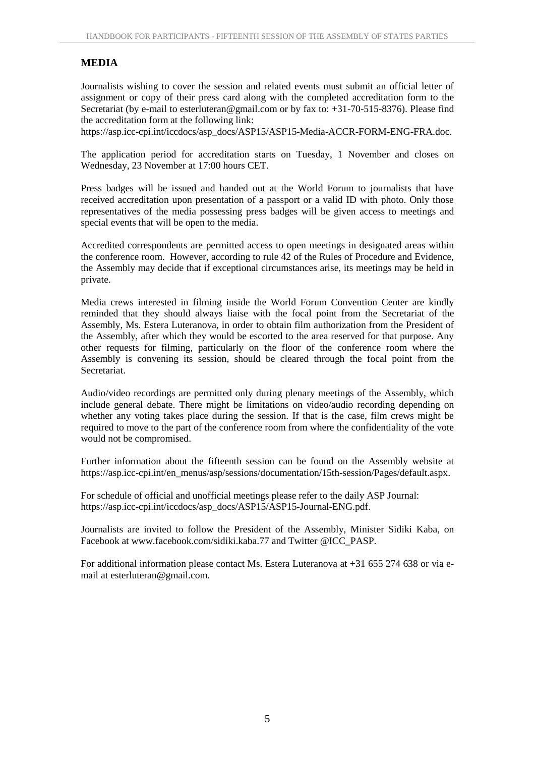## MEDIA

Journalists wishing to cover the session and related events must submit an official letter of assignment or copy of their press card along with the completed accreditation form to the Secretariat (by e-mail to esterluteran@gmail.com or by fax to: +31-70-515-8376). Please find the accreditation form at the following link:
https://asp.icc-cpi.int/iccdocs/asp_docs/ASP15/ASP15-Media-ACCR-FORM-ENG-FRA.doc.

The application period for accreditation starts on Tuesday, 1 November and closes on Wednesday, 23 November at 17:00 hours CET.

Press badges will be issued and handed out at the World Forum to journalists that have received accreditation upon presentation of a passport or a valid ID with photo. Only those representatives of the media possessing press badges will be given access to meetings and special events that will be open to the media.

Accredited correspondents are permitted access to open meetings in designated areas within the conference room. However, according to rule 42 of the Rules of Procedure and Evidence, the Assembly may decide that if exceptional circumstances arise, its meetings may be held in private.

Media crews interested in filming inside the World Forum Convention Center are kindly reminded that they should always liaise with the focal point from the Secretariat of the Assembly, Ms. Estera Luteranova, in order to obtain film authorization from the President of the Assembly, after which they would be escorted to the area reserved for that purpose. Any other requests for filming, particularly on the floor of the conference room where the Assembly is convening its session, should be cleared through the focal point from the Secretariat.

Audio/video recordings are permitted only during plenary meetings of the Assembly, which include general debate. There might be limitations on video/audio recording depending on whether any voting takes place during the session. If that is the case, film crews might be required to move to the part of the conference room from where the confidentiality of the vote would not be compromised.

Further information about the fifteenth session can be found on the Assembly website at https://asp.icc-cpi.int/en_menus/asp/sessions/documentation/15th-session/Pages/default.aspx.

For schedule of official and unofficial meetings please refer to the daily ASP Journal:
https://asp.icc-cpi.int/iccdocs/asp_docs/ASP15/ASP15-Journal-ENG.pdf.

Journalists are invited to follow the President of the Assembly, Minister Sidiki Kaba, on Facebook at www.facebook.com/sidiki.kaba.77 and Twitter @ICC_PASP.

For additional information please contact Ms. Estera Luteranova at +31 655 274 638 or via e-mail at esterluteran@gmail.com.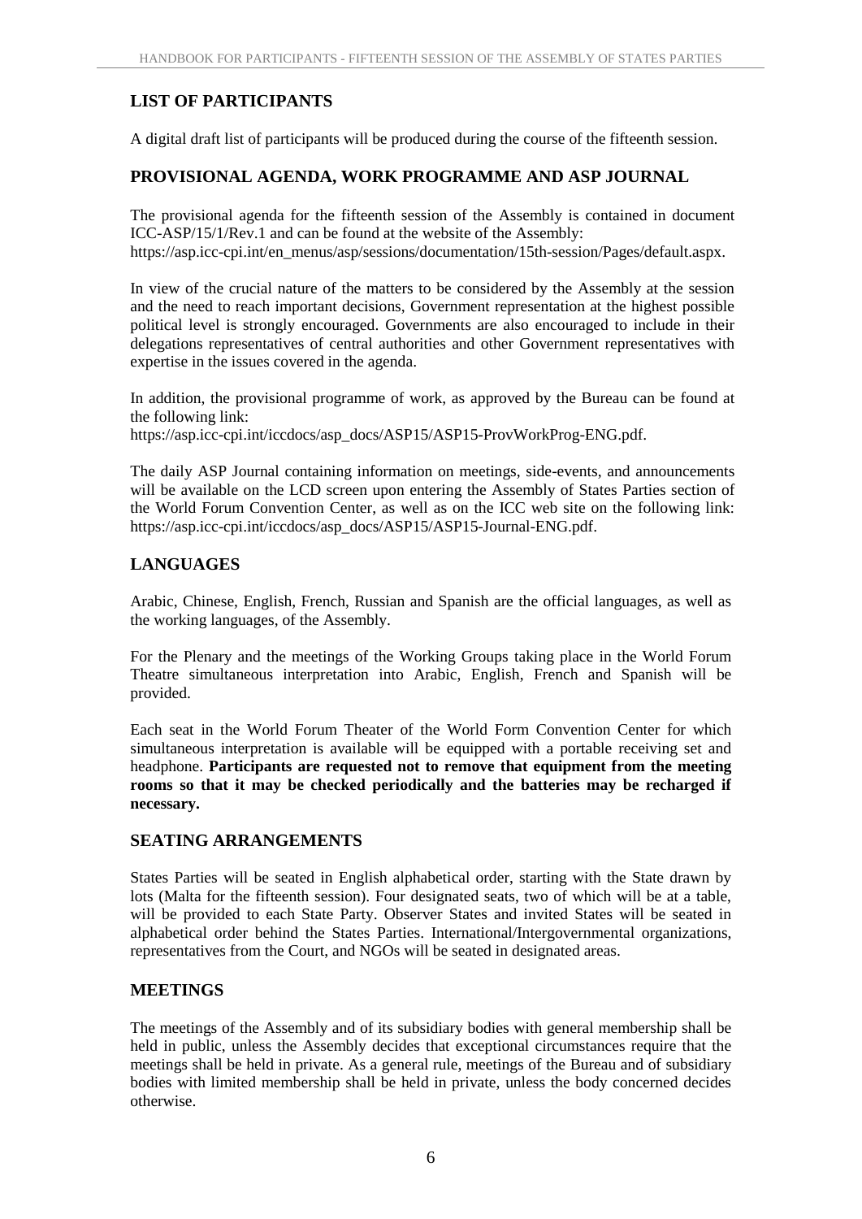## LIST OF PARTICIPANTS

A digital draft list of participants will be produced during the course of the fifteenth session.

## PROVISIONAL AGENDA, WORK PROGRAMME AND ASP JOURNAL

The provisional agenda for the fifteenth session of the Assembly is contained in document ICC-ASP/15/1/Rev.1 and can be found at the website of the Assembly: https://asp.icc-cpi.int/en_menus/asp/sessions/documentation/15th-session/Pages/default.aspx.

In view of the crucial nature of the matters to be considered by the Assembly at the session and the need to reach important decisions, Government representation at the highest possible political level is strongly encouraged. Governments are also encouraged to include in their delegations representatives of central authorities and other Government representatives with expertise in the issues covered in the agenda.

In addition, the provisional programme of work, as approved by the Bureau can be found at the following link:
https://asp.icc-cpi.int/iccdocs/asp_docs/ASP15/ASP15-ProvWorkProg-ENG.pdf.

The daily ASP Journal containing information on meetings, side-events, and announcements will be available on the LCD screen upon entering the Assembly of States Parties section of the World Forum Convention Center, as well as on the ICC web site on the following link: https://asp.icc-cpi.int/iccdocs/asp_docs/ASP15/ASP15-Journal-ENG.pdf.

## LANGUAGES

Arabic, Chinese, English, French, Russian and Spanish are the official languages, as well as the working languages, of the Assembly.

For the Plenary and the meetings of the Working Groups taking place in the World Forum Theatre simultaneous interpretation into Arabic, English, French and Spanish will be provided.

Each seat in the World Forum Theater of the World Form Convention Center for which simultaneous interpretation is available will be equipped with a portable receiving set and headphone. **Participants are requested not to remove that equipment from the meeting rooms so that it may be checked periodically and the batteries may be recharged if necessary.**

## SEATING ARRANGEMENTS

States Parties will be seated in English alphabetical order, starting with the State drawn by lots (Malta for the fifteenth session). Four designated seats, two of which will be at a table, will be provided to each State Party. Observer States and invited States will be seated in alphabetical order behind the States Parties. International/Intergovernmental organizations, representatives from the Court, and NGOs will be seated in designated areas.

## MEETINGS

The meetings of the Assembly and of its subsidiary bodies with general membership shall be held in public, unless the Assembly decides that exceptional circumstances require that the meetings shall be held in private. As a general rule, meetings of the Bureau and of subsidiary bodies with limited membership shall be held in private, unless the body concerned decides otherwise.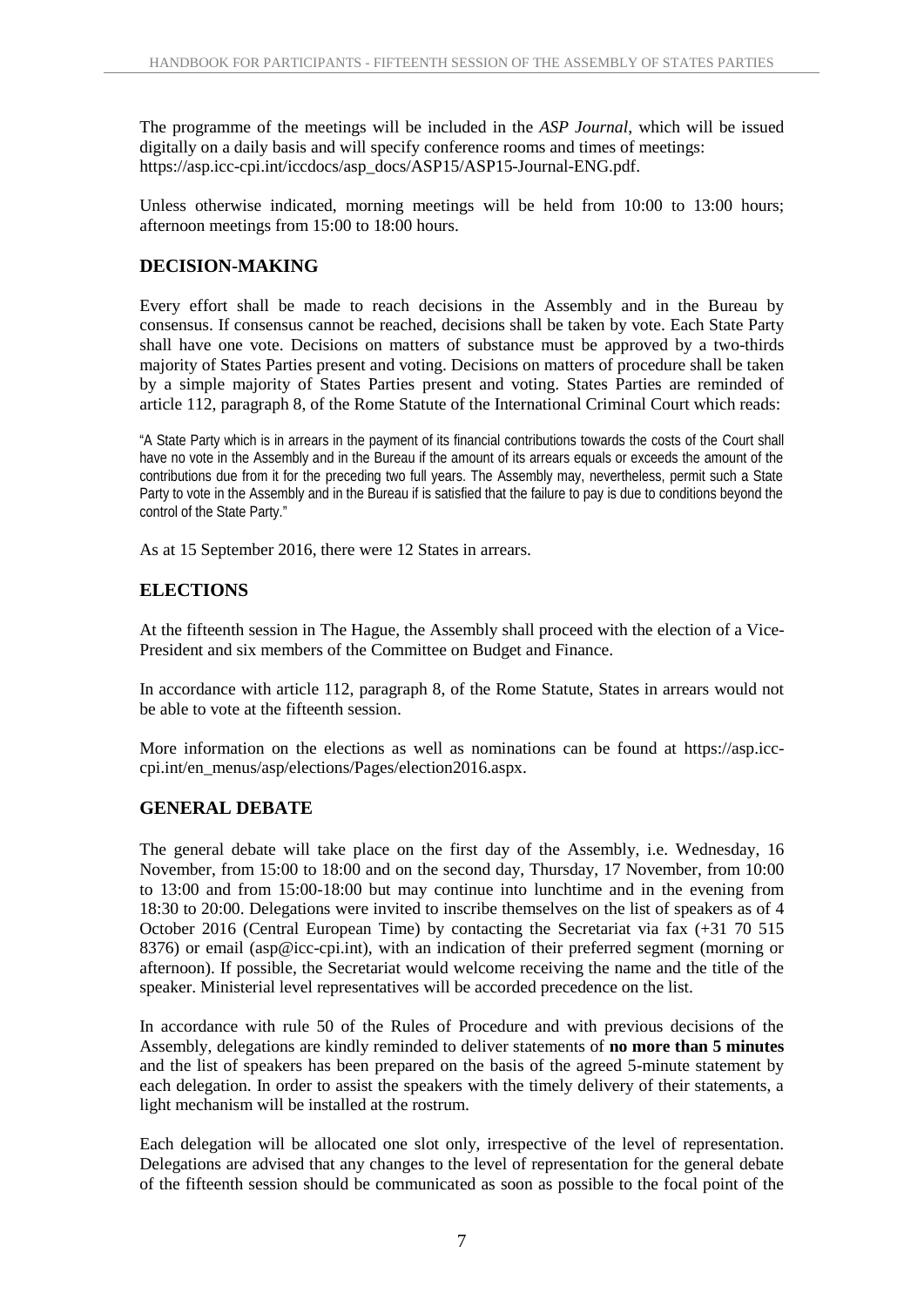The programme of the meetings will be included in the *ASP Journal*, which will be issued digitally on a daily basis and will specify conference rooms and times of meetings: https://asp.icc-cpi.int/iccdocs/asp_docs/ASP15/ASP15-Journal-ENG.pdf.

Unless otherwise indicated, morning meetings will be held from 10:00 to 13:00 hours; afternoon meetings from 15:00 to 18:00 hours.

## DECISION-MAKING

Every effort shall be made to reach decisions in the Assembly and in the Bureau by consensus. If consensus cannot be reached, decisions shall be taken by vote. Each State Party shall have one vote. Decisions on matters of substance must be approved by a two-thirds majority of States Parties present and voting. Decisions on matters of procedure shall be taken by a simple majority of States Parties present and voting. States Parties are reminded of article 112, paragraph 8, of the Rome Statute of the International Criminal Court which reads:

"A State Party which is in arrears in the payment of its financial contributions towards the costs of the Court shall have no vote in the Assembly and in the Bureau if the amount of its arrears equals or exceeds the amount of the contributions due from it for the preceding two full years. The Assembly may, nevertheless, permit such a State Party to vote in the Assembly and in the Bureau if is satisfied that the failure to pay is due to conditions beyond the control of the State Party."

As at 15 September 2016, there were 12 States in arrears.

## ELECTIONS

At the fifteenth session in The Hague, the Assembly shall proceed with the election of a Vice-President and six members of the Committee on Budget and Finance.

In accordance with article 112, paragraph 8, of the Rome Statute, States in arrears would not be able to vote at the fifteenth session.

More information on the elections as well as nominations can be found at https://asp.icc-cpi.int/en_menus/asp/elections/Pages/election2016.aspx.

## GENERAL DEBATE

The general debate will take place on the first day of the Assembly, i.e. Wednesday, 16 November, from 15:00 to 18:00 and on the second day, Thursday, 17 November, from 10:00 to 13:00 and from 15:00-18:00 but may continue into lunchtime and in the evening from 18:30 to 20:00. Delegations were invited to inscribe themselves on the list of speakers as of 4 October 2016 (Central European Time) by contacting the Secretariat via fax (+31 70 515 8376) or email (asp@icc-cpi.int), with an indication of their preferred segment (morning or afternoon). If possible, the Secretariat would welcome receiving the name and the title of the speaker. Ministerial level representatives will be accorded precedence on the list.

In accordance with rule 50 of the Rules of Procedure and with previous decisions of the Assembly, delegations are kindly reminded to deliver statements of **no more than 5 minutes** and the list of speakers has been prepared on the basis of the agreed 5-minute statement by each delegation. In order to assist the speakers with the timely delivery of their statements, a light mechanism will be installed at the rostrum.

Each delegation will be allocated one slot only, irrespective of the level of representation. Delegations are advised that any changes to the level of representation for the general debate of the fifteenth session should be communicated as soon as possible to the focal point of the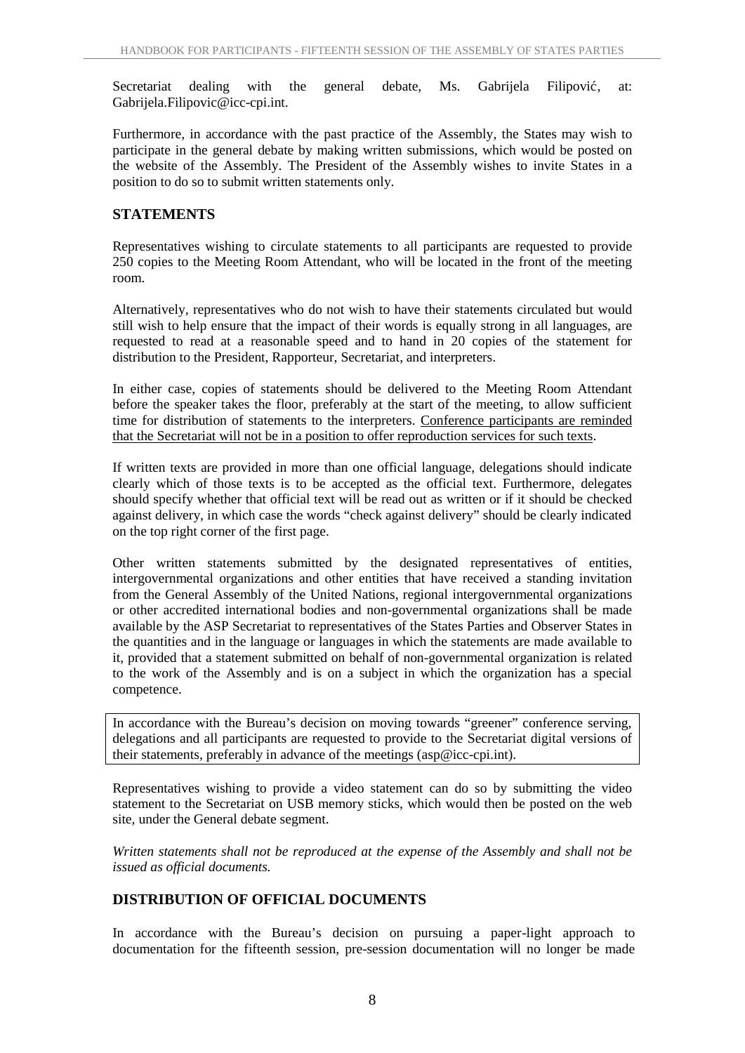Secretariat dealing with the general debate, Ms. Gabrijela Filipović, at: Gabrijela.Filipovic@icc-cpi.int.

Furthermore, in accordance with the past practice of the Assembly, the States may wish to participate in the general debate by making written submissions, which would be posted on the website of the Assembly. The President of the Assembly wishes to invite States in a position to do so to submit written statements only.

## STATEMENTS

Representatives wishing to circulate statements to all participants are requested to provide 250 copies to the Meeting Room Attendant, who will be located in the front of the meeting room.

Alternatively, representatives who do not wish to have their statements circulated but would still wish to help ensure that the impact of their words is equally strong in all languages, are requested to read at a reasonable speed and to hand in 20 copies of the statement for distribution to the President, Rapporteur, Secretariat, and interpreters.

In either case, copies of statements should be delivered to the Meeting Room Attendant before the speaker takes the floor, preferably at the start of the meeting, to allow sufficient time for distribution of statements to the interpreters. <u>Conference participants are reminded that the Secretariat will not be in a position to offer reproduction services for such texts</u>.

If written texts are provided in more than one official language, delegations should indicate clearly which of those texts is to be accepted as the official text. Furthermore, delegates should specify whether that official text will be read out as written or if it should be checked against delivery, in which case the words "check against delivery" should be clearly indicated on the top right corner of the first page.

Other written statements submitted by the designated representatives of entities, intergovernmental organizations and other entities that have received a standing invitation from the General Assembly of the United Nations, regional intergovernmental organizations or other accredited international bodies and non-governmental organizations shall be made available by the ASP Secretariat to representatives of the States Parties and Observer States in the quantities and in the language or languages in which the statements are made available to it, provided that a statement submitted on behalf of non-governmental organization is related to the work of the Assembly and is on a subject in which the organization has a special competence.

> In accordance with the Bureau's decision on moving towards "greener" conference serving, delegations and all participants are requested to provide to the Secretariat digital versions of their statements, preferably in advance of the meetings (asp@icc-cpi.int).

Representatives wishing to provide a video statement can do so by submitting the video statement to the Secretariat on USB memory sticks, which would then be posted on the web site, under the General debate segment.

*Written statements shall not be reproduced at the expense of the Assembly and shall not be issued as official documents.*

## DISTRIBUTION OF OFFICIAL DOCUMENTS

In accordance with the Bureau's decision on pursuing a paper-light approach to documentation for the fifteenth session, pre-session documentation will no longer be made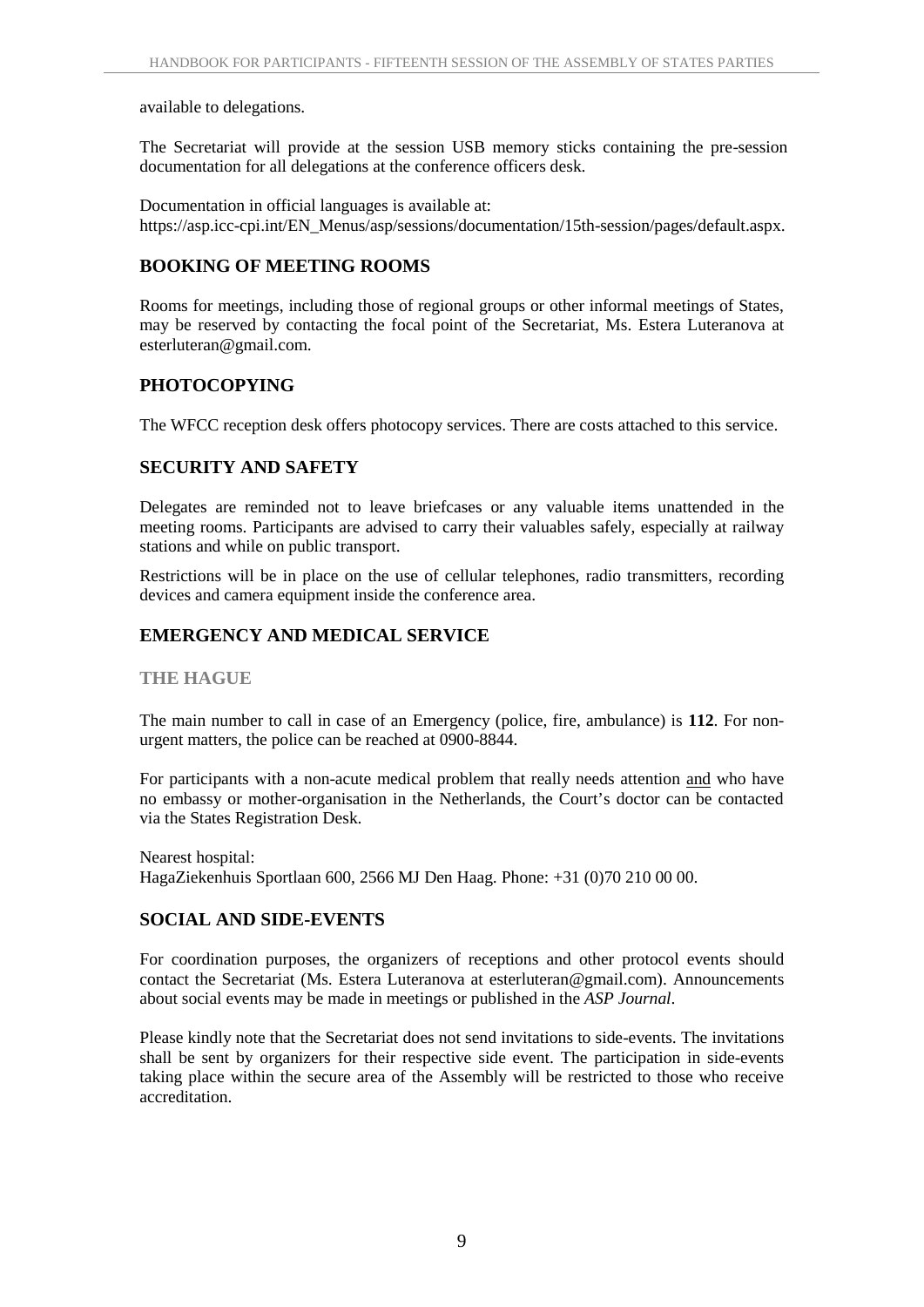available to delegations.

The Secretariat will provide at the session USB memory sticks containing the pre-session documentation for all delegations at the conference officers desk.

Documentation in official languages is available at:
https://asp.icc-cpi.int/EN_Menus/asp/sessions/documentation/15th-session/pages/default.aspx.

## BOOKING OF MEETING ROOMS

Rooms for meetings, including those of regional groups or other informal meetings of States, may be reserved by contacting the focal point of the Secretariat, Ms. Estera Luteranova at esterluteran@gmail.com.

## PHOTOCOPYING

The WFCC reception desk offers photocopy services. There are costs attached to this service.

## SECURITY AND SAFETY

Delegates are reminded not to leave briefcases or any valuable items unattended in the meeting rooms. Participants are advised to carry their valuables safely, especially at railway stations and while on public transport.

Restrictions will be in place on the use of cellular telephones, radio transmitters, recording devices and camera equipment inside the conference area.

## EMERGENCY AND MEDICAL SERVICE

### THE HAGUE

The main number to call in case of an Emergency (police, fire, ambulance) is **112**. For non-urgent matters, the police can be reached at 0900-8844.

For participants with a non-acute medical problem that really needs attention and who have no embassy or mother-organisation in the Netherlands, the Court's doctor can be contacted via the States Registration Desk.

Nearest hospital:
HagaZiekenhuis Sportlaan 600, 2566 MJ Den Haag. Phone: +31 (0)70 210 00 00.

## SOCIAL AND SIDE-EVENTS

For coordination purposes, the organizers of receptions and other protocol events should contact the Secretariat (Ms. Estera Luteranova at esterluteran@gmail.com). Announcements about social events may be made in meetings or published in the *ASP Journal*.

Please kindly note that the Secretariat does not send invitations to side-events. The invitations shall be sent by organizers for their respective side event. The participation in side-events taking place within the secure area of the Assembly will be restricted to those who receive accreditation.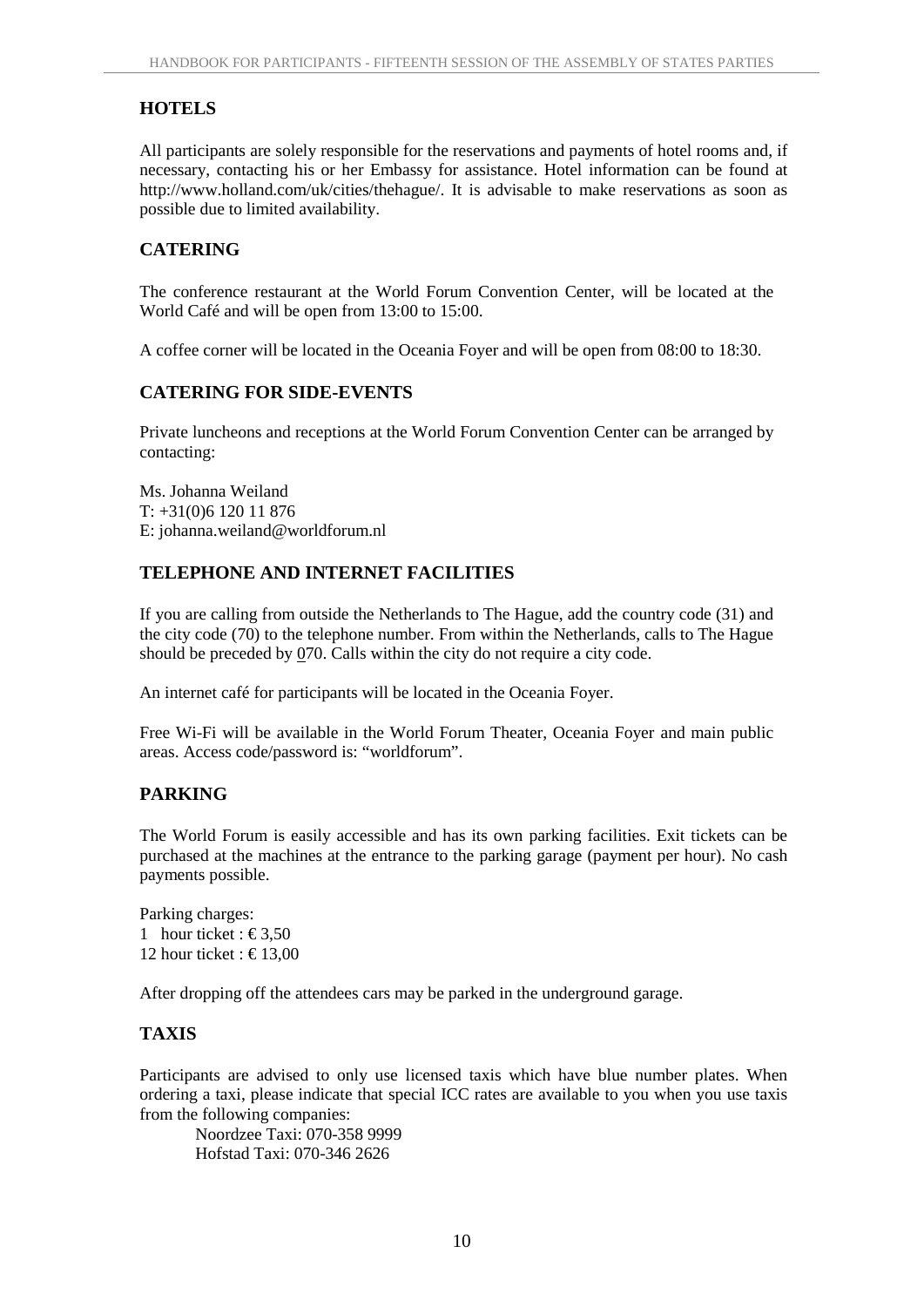## HOTELS

All participants are solely responsible for the reservations and payments of hotel rooms and, if necessary, contacting his or her Embassy for assistance. Hotel information can be found at http://www.holland.com/uk/cities/thehague/. It is advisable to make reservations as soon as possible due to limited availability.

## CATERING

The conference restaurant at the World Forum Convention Center, will be located at the World Café and will be open from 13:00 to 15:00.

A coffee corner will be located in the Oceania Foyer and will be open from 08:00 to 18:30.

## CATERING FOR SIDE-EVENTS

Private luncheons and receptions at the World Forum Convention Center can be arranged by contacting:

Ms. Johanna Weiland
T: +31(0)6 120 11 876
E: johanna.weiland@worldforum.nl

## TELEPHONE AND INTERNET FACILITIES

If you are calling from outside the Netherlands to The Hague, add the country code (31) and the city code (70) to the telephone number. From within the Netherlands, calls to The Hague should be preceded by 070. Calls within the city do not require a city code.

An internet café for participants will be located in the Oceania Foyer.

Free Wi-Fi will be available in the World Forum Theater, Oceania Foyer and main public areas. Access code/password is: "worldforum".

## PARKING

The World Forum is easily accessible and has its own parking facilities. Exit tickets can be purchased at the machines at the entrance to the parking garage (payment per hour). No cash payments possible.

Parking charges:
1 hour ticket : € 3,50
12 hour ticket : € 13,00

After dropping off the attendees cars may be parked in the underground garage.

## TAXIS

Participants are advised to only use licensed taxis which have blue number plates. When ordering a taxi, please indicate that special ICC rates are available to you when you use taxis from the following companies:

Noordzee Taxi: 070-358 9999
Hofstad Taxi: 070-346 2626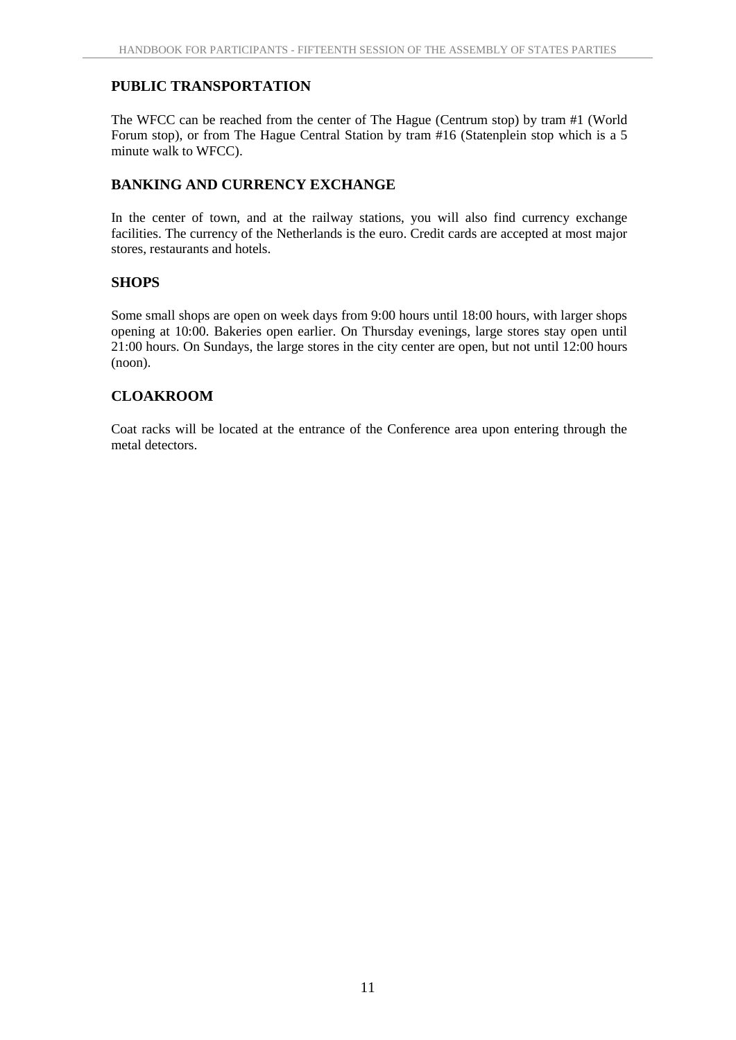## PUBLIC TRANSPORTATION

The WFCC can be reached from the center of The Hague (Centrum stop) by tram #1 (World Forum stop), or from The Hague Central Station by tram #16 (Statenplein stop which is a 5 minute walk to WFCC).

## BANKING AND CURRENCY EXCHANGE

In the center of town, and at the railway stations, you will also find currency exchange facilities. The currency of the Netherlands is the euro. Credit cards are accepted at most major stores, restaurants and hotels.

## SHOPS

Some small shops are open on week days from 9:00 hours until 18:00 hours, with larger shops opening at 10:00. Bakeries open earlier. On Thursday evenings, large stores stay open until 21:00 hours. On Sundays, the large stores in the city center are open, but not until 12:00 hours (noon).

## CLOAKROOM

Coat racks will be located at the entrance of the Conference area upon entering through the metal detectors.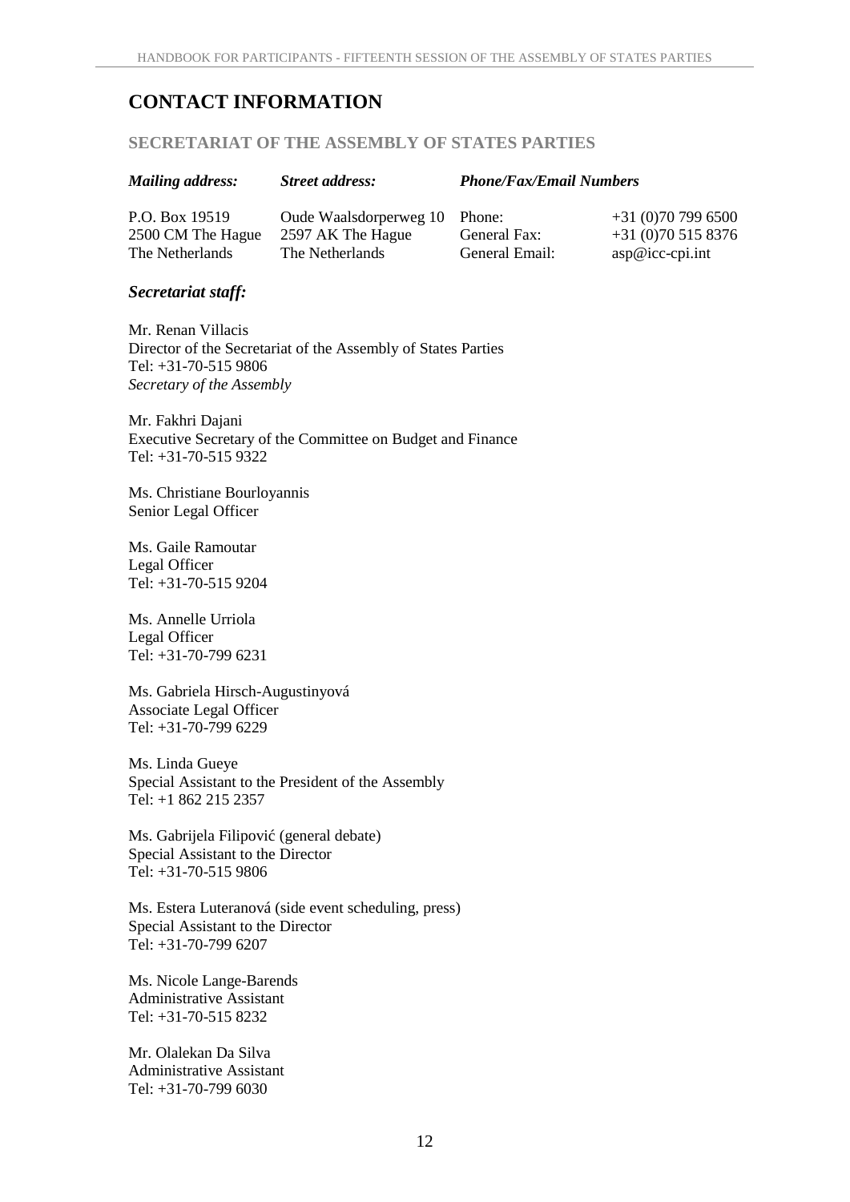# CONTACT INFORMATION

## SECRETARIAT OF THE ASSEMBLY OF STATES PARTIES

| *Mailing address:* | *Street address:* | *Phone/Fax/Email Numbers* | |
|---|---|---|---|
| P.O. Box 19519 | Oude Waalsdorperweg 10 | Phone: | +31 (0)70 799 6500 |
| 2500 CM The Hague | 2597 AK The Hague | General Fax: | +31 (0)70 515 8376 |
| The Netherlands | The Netherlands | General Email: | asp@icc-cpi.int |

### *Secretariat staff:*

Mr. Renan Villacis
Director of the Secretariat of the Assembly of States Parties
Tel: +31-70-515 9806
*Secretary of the Assembly*

Mr. Fakhri Dajani
Executive Secretary of the Committee on Budget and Finance
Tel: +31-70-515 9322

Ms. Christiane Bourloyannis
Senior Legal Officer

Ms. Gaile Ramoutar
Legal Officer
Tel: +31-70-515 9204

Ms. Annelle Urriola
Legal Officer
Tel: +31-70-799 6231

Ms. Gabriela Hirsch-Augustinyová
Associate Legal Officer
Tel: +31-70-799 6229

Ms. Linda Gueye
Special Assistant to the President of the Assembly
Tel: +1 862 215 2357

Ms. Gabrijela Filipović (general debate)
Special Assistant to the Director
Tel: +31-70-515 9806

Ms. Estera Luteranová (side event scheduling, press)
Special Assistant to the Director
Tel: +31-70-799 6207

Ms. Nicole Lange-Barends
Administrative Assistant
Tel: +31-70-515 8232

Mr. Olalekan Da Silva
Administrative Assistant
Tel: +31-70-799 6030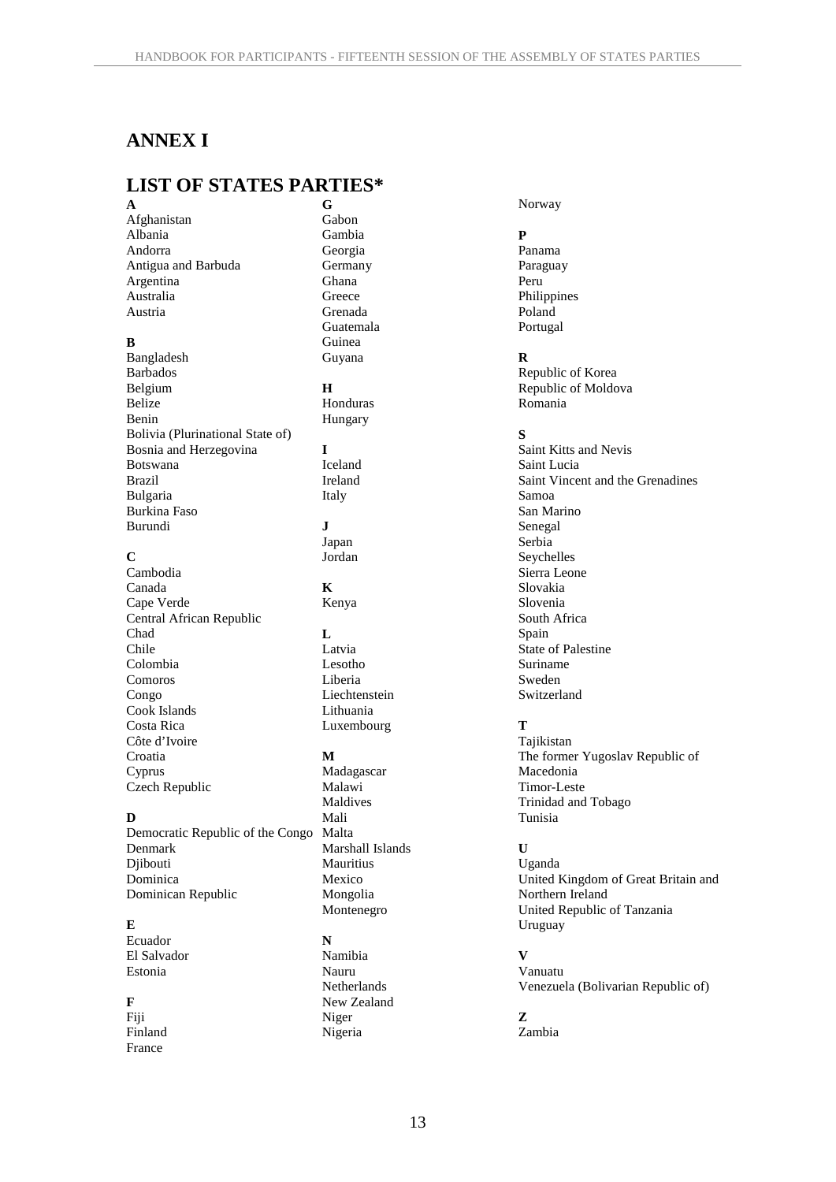# ANNEX I

## LIST OF STATES PARTIES*

**A**

Afghanistan
Albania
Andorra
Antigua and Barbuda
Argentina
Australia
Austria

**B**

Bangladesh
Barbados
Belgium
Belize
Benin
Bolivia (Plurinational State of)
Bosnia and Herzegovina
Botswana
Brazil
Bulgaria
Burkina Faso
Burundi

**C**

Cambodia
Canada
Cape Verde
Central African Republic
Chad
Chile
Colombia
Comoros
Congo
Cook Islands
Costa Rica
Côte d'Ivoire
Croatia
Cyprus
Czech Republic

**D**

Democratic Republic of the Congo
Denmark
Djibouti
Dominica
Dominican Republic

**E**

Ecuador
El Salvador
Estonia

**F**

Fiji
Finland
France

**G**

Gabon
Gambia
Georgia
Germany
Ghana
Greece
Grenada
Guatemala
Guinea
Guyana

**H**

Honduras
Hungary

**I**

Iceland
Ireland
Italy

**J**

Japan
Jordan

**K**

Kenya

**L**

Latvia
Lesotho
Liberia
Liechtenstein
Lithuania
Luxembourg

**M**

Madagascar
Malawi
Maldives
Mali
Malta
Marshall Islands
Mauritius
Mexico
Mongolia
Montenegro

**N**

Namibia
Nauru
Netherlands
New Zealand
Niger
Nigeria
Norway

**P**

Panama
Paraguay
Peru
Philippines
Poland
Portugal

**R**

Republic of Korea
Republic of Moldova
Romania

**S**

Saint Kitts and Nevis
Saint Lucia
Saint Vincent and the Grenadines
Samoa
San Marino
Senegal
Serbia
Seychelles
Sierra Leone
Slovakia
Slovenia
South Africa
Spain
State of Palestine
Suriname
Sweden
Switzerland

**T**

Tajikistan
The former Yugoslav Republic of Macedonia
Timor-Leste
Trinidad and Tobago
Tunisia

**U**

Uganda
United Kingdom of Great Britain and Northern Ireland
United Republic of Tanzania
Uruguay

**V**

Vanuatu
Venezuela (Bolivarian Republic of)

**Z**

Zambia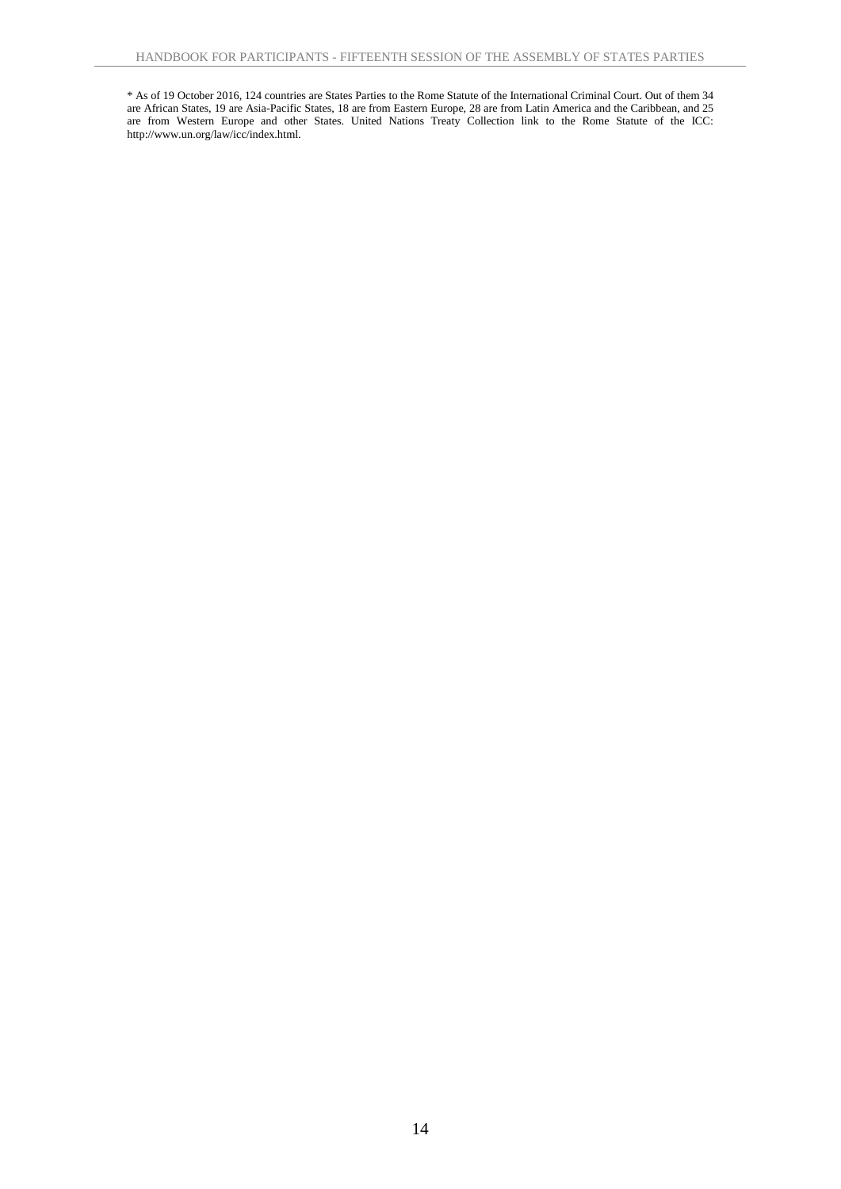* As of 19 October 2016, 124 countries are States Parties to the Rome Statute of the International Criminal Court. Out of them 34 are African States, 19 are Asia-Pacific States, 18 are from Eastern Europe, 28 are from Latin America and the Caribbean, and 25 are from Western Europe and other States. United Nations Treaty Collection link to the Rome Statute of the ICC: http://www.un.org/law/icc/index.html.